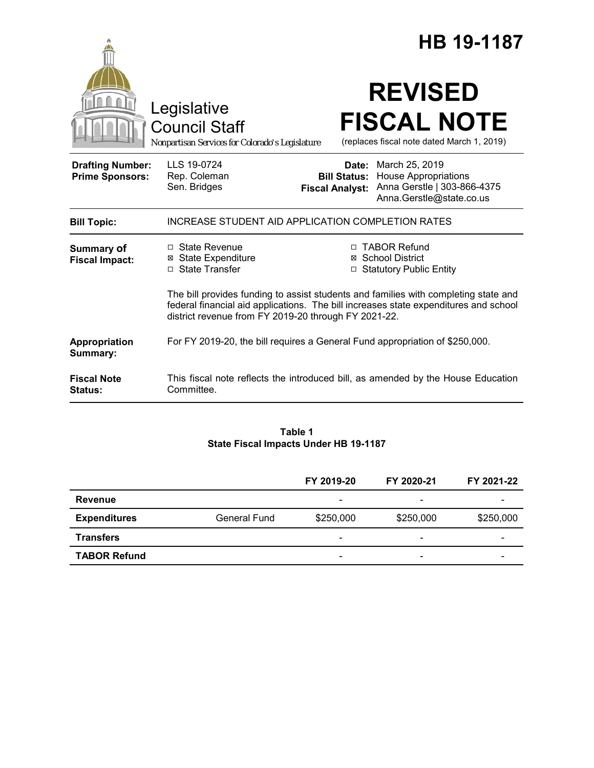# HB 19-1187

Legislative Council Staff

*Nonpartisan Services for Colorado's Legislature*

# REVISED FISCAL NOTE

(replaces fiscal note dated March 1, 2019)

| | | | |
|---|---|---|---|
| **Drafting Number:** | LLS 19-0724 | **Date:** | March 25, 2019 |
| **Prime Sponsors:** | Rep. Coleman<br>Sen. Bridges | **Bill Status:** | House Appropriations |
| | | **Fiscal Analyst:** | Anna Gerstle \| 303-866-4375<br>Anna.Gerstle@state.co.us |

| | |
|---|---|
| **Bill Topic:** | INCREASE STUDENT AID APPLICATION COMPLETION RATES |
| **Summary of Fiscal Impact:** | ☐ State Revenue ☒ State Expenditure ☐ State Transfer ☐ TABOR Refund ☒ School District ☐ Statutory Public Entity<br><br>The bill provides funding to assist students and families with completing state and federal financial aid applications. The bill increases state expenditures and school district revenue from FY 2019-20 through FY 2021-22. |
| **Appropriation Summary:** | For FY 2019-20, the bill requires a General Fund appropriation of $250,000. |
| **Fiscal Note Status:** | This fiscal note reflects the introduced bill, as amended by the House Education Committee. |

**Table 1**
**State Fiscal Impacts Under HB 19-1187**

| | | FY 2019-20 | FY 2020-21 | FY 2021-22 |
|---|---|---|---|---|
| **Revenue** | | - | - | - |
| **Expenditures** | General Fund | $250,000 | $250,000 | $250,000 |
| **Transfers** | | - | - | - |
| **TABOR Refund** | | - | - | - |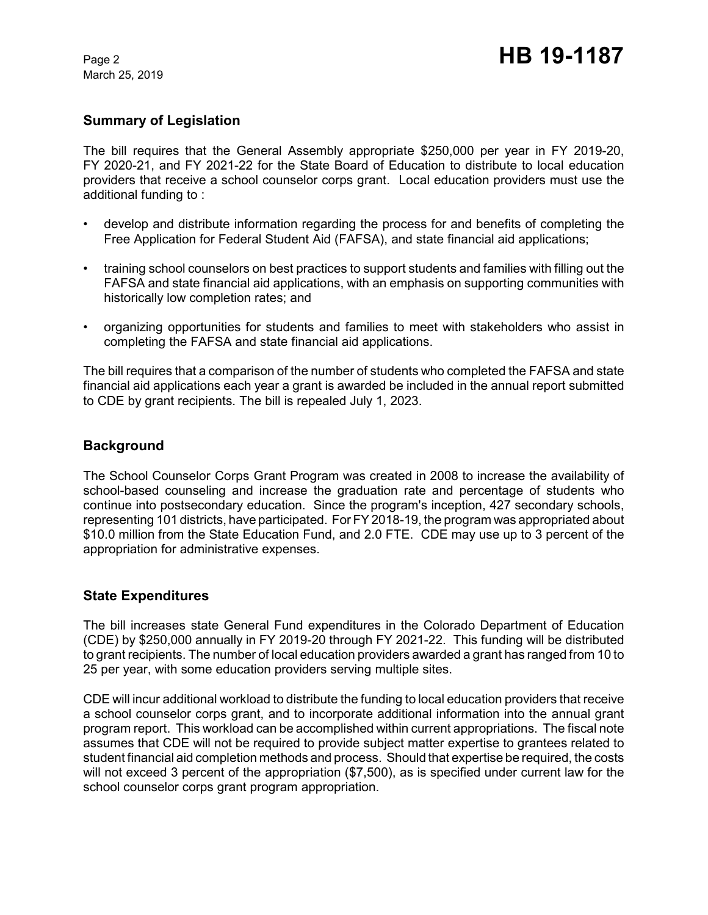## Summary of Legislation

The bill requires that the General Assembly appropriate $250,000 per year in FY 2019-20, FY 2020-21, and FY 2021-22 for the State Board of Education to distribute to local education providers that receive a school counselor corps grant. Local education providers must use the additional funding to :

- develop and distribute information regarding the process for and benefits of completing the Free Application for Federal Student Aid (FAFSA), and state financial aid applications;
- training school counselors on best practices to support students and families with filling out the FAFSA and state financial aid applications, with an emphasis on supporting communities with historically low completion rates; and
- organizing opportunities for students and families to meet with stakeholders who assist in completing the FAFSA and state financial aid applications.

The bill requires that a comparison of the number of students who completed the FAFSA and state financial aid applications each year a grant is awarded be included in the annual report submitted to CDE by grant recipients. The bill is repealed July 1, 2023.

## Background

The School Counselor Corps Grant Program was created in 2008 to increase the availability of school-based counseling and increase the graduation rate and percentage of students who continue into postsecondary education. Since the program's inception, 427 secondary schools, representing 101 districts, have participated. For FY 2018-19, the program was appropriated about $10.0 million from the State Education Fund, and 2.0 FTE. CDE may use up to 3 percent of the appropriation for administrative expenses.

## State Expenditures

The bill increases state General Fund expenditures in the Colorado Department of Education (CDE) by $250,000 annually in FY 2019-20 through FY 2021-22. This funding will be distributed to grant recipients. The number of local education providers awarded a grant has ranged from 10 to 25 per year, with some education providers serving multiple sites.

CDE will incur additional workload to distribute the funding to local education providers that receive a school counselor corps grant, and to incorporate additional information into the annual grant program report. This workload can be accomplished within current appropriations. The fiscal note assumes that CDE will not be required to provide subject matter expertise to grantees related to student financial aid completion methods and process. Should that expertise be required, the costs will not exceed 3 percent of the appropriation ($7,500), as is specified under current law for the school counselor corps grant program appropriation.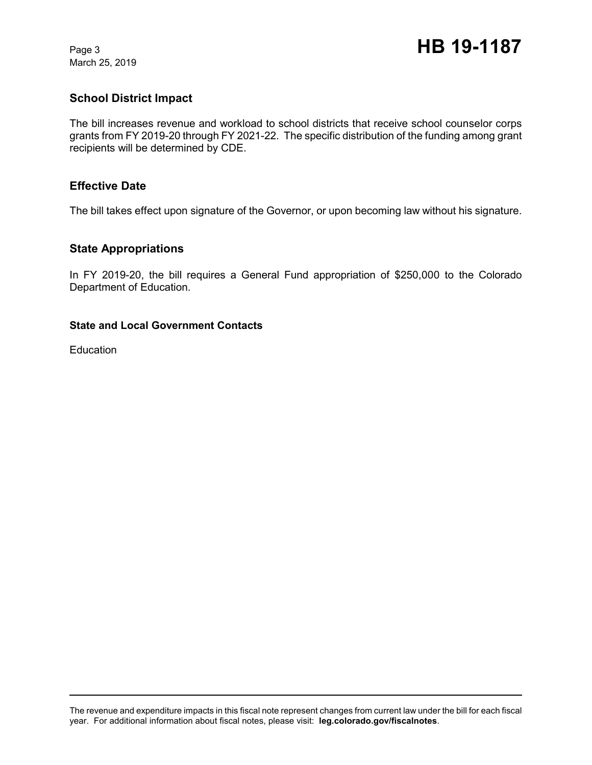## School District Impact

The bill increases revenue and workload to school districts that receive school counselor corps grants from FY 2019-20 through FY 2021-22. The specific distribution of the funding among grant recipients will be determined by CDE.

## Effective Date

The bill takes effect upon signature of the Governor, or upon becoming law without his signature.

## State Appropriations

In FY 2019-20, the bill requires a General Fund appropriation of $250,000 to the Colorado Department of Education.

### State and Local Government Contacts

Education

The revenue and expenditure impacts in this fiscal note represent changes from current law under the bill for each fiscal year. For additional information about fiscal notes, please visit: **leg.colorado.gov/fiscalnotes**.